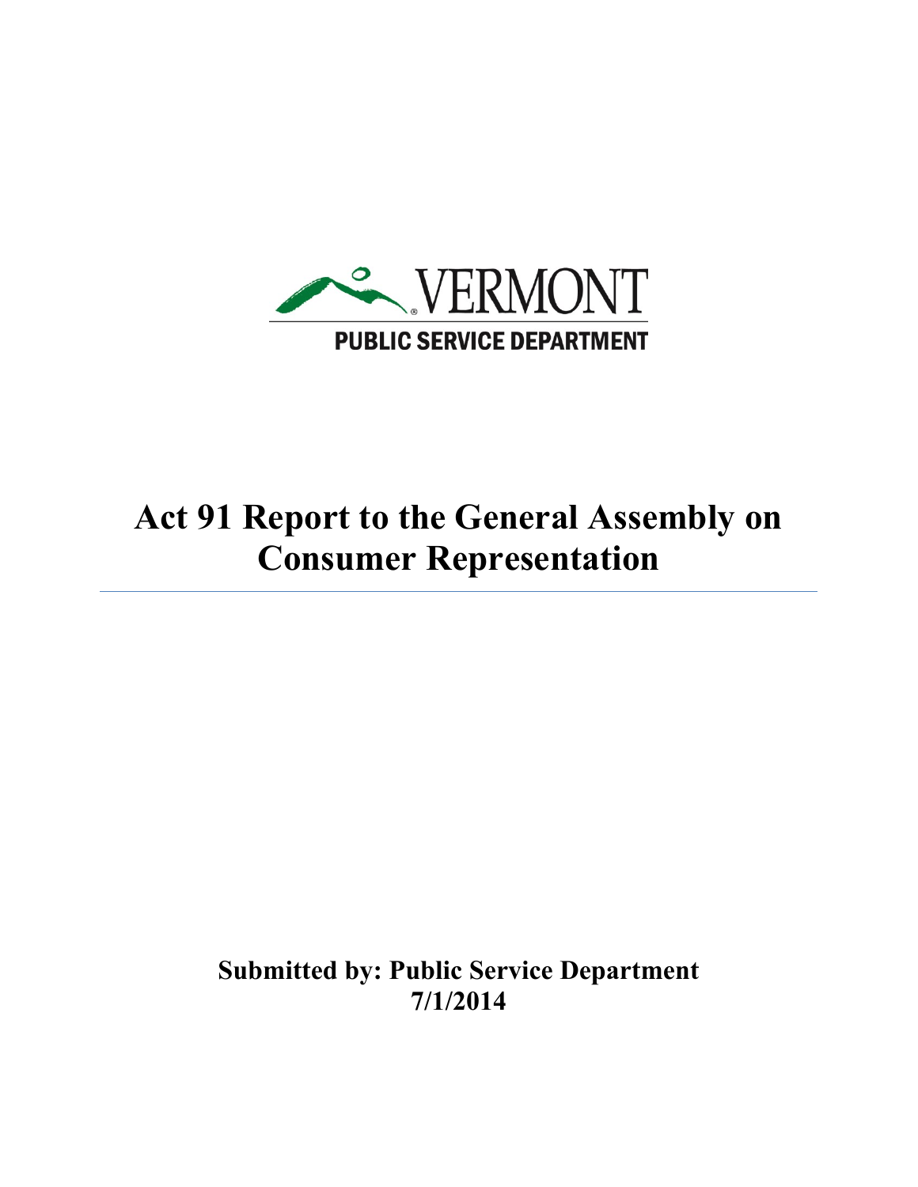VERMONT

PUBLIC SERVICE DEPARTMENT

# Act 91 Report to the General Assembly on Consumer Representation

**Submitted by: Public Service Department**
**7/1/2014**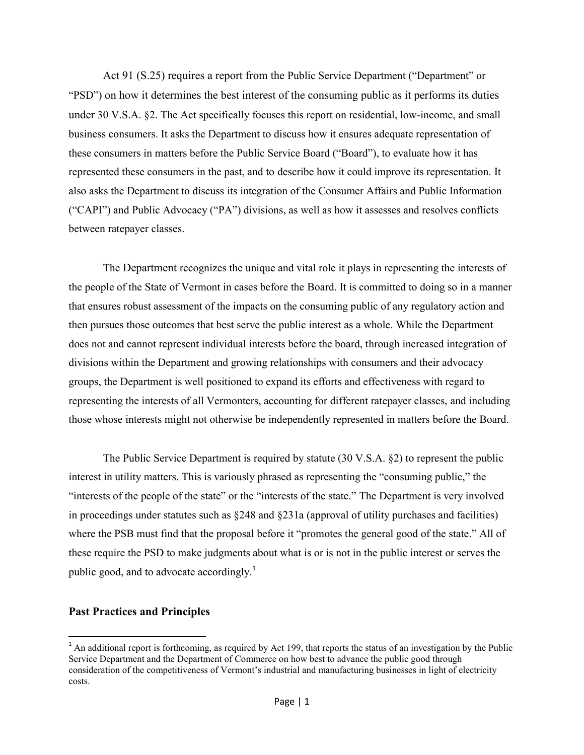Act 91 (S.25) requires a report from the Public Service Department ("Department" or "PSD") on how it determines the best interest of the consuming public as it performs its duties under 30 V.S.A. §2. The Act specifically focuses this report on residential, low-income, and small business consumers. It asks the Department to discuss how it ensures adequate representation of these consumers in matters before the Public Service Board ("Board"), to evaluate how it has represented these consumers in the past, and to describe how it could improve its representation. It also asks the Department to discuss its integration of the Consumer Affairs and Public Information ("CAPI") and Public Advocacy ("PA") divisions, as well as how it assesses and resolves conflicts between ratepayer classes.

The Department recognizes the unique and vital role it plays in representing the interests of the people of the State of Vermont in cases before the Board. It is committed to doing so in a manner that ensures robust assessment of the impacts on the consuming public of any regulatory action and then pursues those outcomes that best serve the public interest as a whole. While the Department does not and cannot represent individual interests before the board, through increased integration of divisions within the Department and growing relationships with consumers and their advocacy groups, the Department is well positioned to expand its efforts and effectiveness with regard to representing the interests of all Vermonters, accounting for different ratepayer classes, and including those whose interests might not otherwise be independently represented in matters before the Board.

The Public Service Department is required by statute (30 V.S.A. §2) to represent the public interest in utility matters. This is variously phrased as representing the "consuming public," the "interests of the people of the state" or the "interests of the state." The Department is very involved in proceedings under statutes such as §248 and §231a (approval of utility purchases and facilities) where the PSB must find that the proposal before it "promotes the general good of the state." All of these require the PSD to make judgments about what is or is not in the public interest or serves the public good, and to advocate accordingly.[1]

## Past Practices and Principles

[1] An additional report is forthcoming, as required by Act 199, that reports the status of an investigation by the Public Service Department and the Department of Commerce on how best to advance the public good through consideration of the competitiveness of Vermont's industrial and manufacturing businesses in light of electricity costs.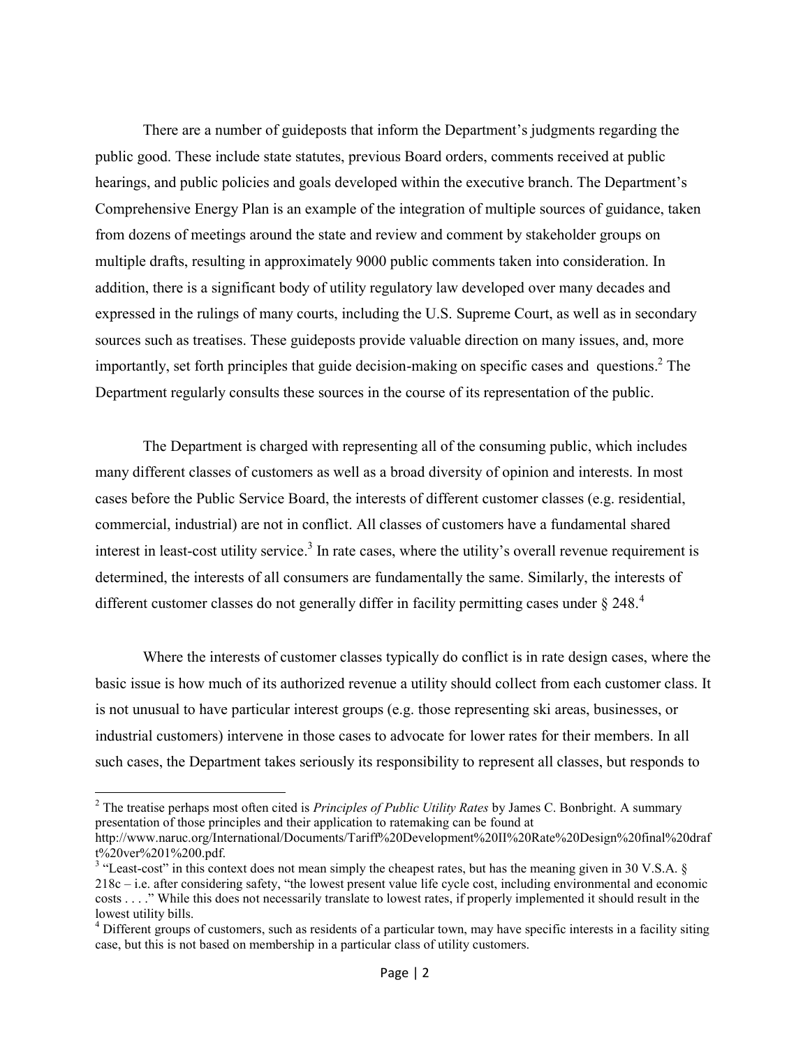There are a number of guideposts that inform the Department's judgments regarding the public good. These include state statutes, previous Board orders, comments received at public hearings, and public policies and goals developed within the executive branch. The Department's Comprehensive Energy Plan is an example of the integration of multiple sources of guidance, taken from dozens of meetings around the state and review and comment by stakeholder groups on multiple drafts, resulting in approximately 9000 public comments taken into consideration. In addition, there is a significant body of utility regulatory law developed over many decades and expressed in the rulings of many courts, including the U.S. Supreme Court, as well as in secondary sources such as treatises. These guideposts provide valuable direction on many issues, and, more importantly, set forth principles that guide decision-making on specific cases and questions.[2] The Department regularly consults these sources in the course of its representation of the public.

The Department is charged with representing all of the consuming public, which includes many different classes of customers as well as a broad diversity of opinion and interests. In most cases before the Public Service Board, the interests of different customer classes (e.g. residential, commercial, industrial) are not in conflict. All classes of customers have a fundamental shared interest in least-cost utility service.[3] In rate cases, where the utility's overall revenue requirement is determined, the interests of all consumers are fundamentally the same. Similarly, the interests of different customer classes do not generally differ in facility permitting cases under § 248.[4]

Where the interests of customer classes typically do conflict is in rate design cases, where the basic issue is how much of its authorized revenue a utility should collect from each customer class. It is not unusual to have particular interest groups (e.g. those representing ski areas, businesses, or industrial customers) intervene in those cases to advocate for lower rates for their members. In all such cases, the Department takes seriously its responsibility to represent all classes, but responds to

---

[2] The treatise perhaps most often cited is *Principles of Public Utility Rates* by James C. Bonbright. A summary presentation of those principles and their application to ratemaking can be found at http://www.naruc.org/International/Documents/Tariff%20Development%20II%20Rate%20Design%20final%20draft%20ver%201%200.pdf.

[3] "Least-cost" in this context does not mean simply the cheapest rates, but has the meaning given in 30 V.S.A. § 218c – i.e. after considering safety, "the lowest present value life cycle cost, including environmental and economic costs . . . ." While this does not necessarily translate to lowest rates, if properly implemented it should result in the lowest utility bills.

[4] Different groups of customers, such as residents of a particular town, may have specific interests in a facility siting case, but this is not based on membership in a particular class of utility customers.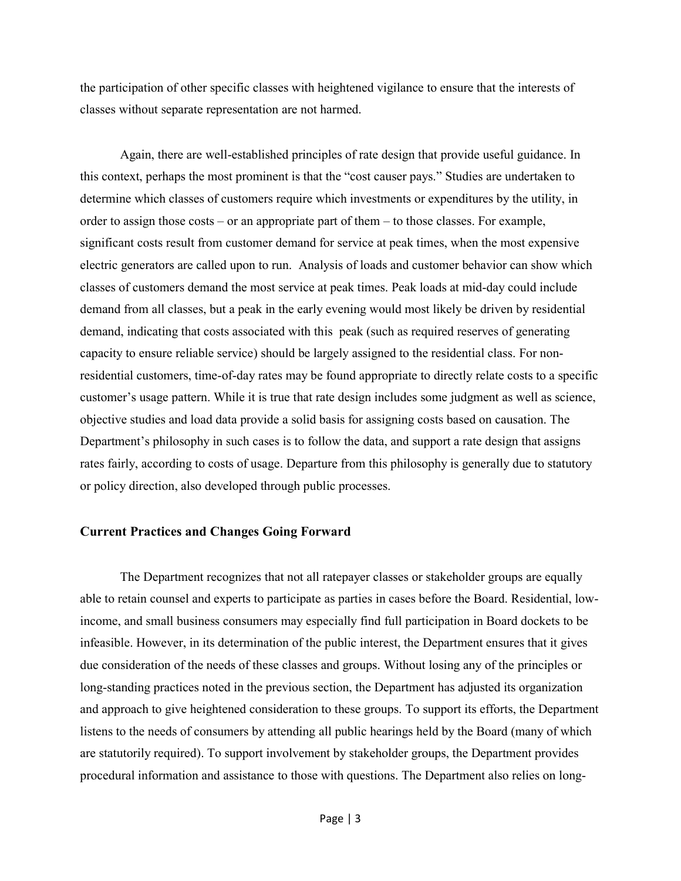the participation of other specific classes with heightened vigilance to ensure that the interests of classes without separate representation are not harmed.

Again, there are well-established principles of rate design that provide useful guidance. In this context, perhaps the most prominent is that the "cost causer pays." Studies are undertaken to determine which classes of customers require which investments or expenditures by the utility, in order to assign those costs – or an appropriate part of them – to those classes. For example, significant costs result from customer demand for service at peak times, when the most expensive electric generators are called upon to run. Analysis of loads and customer behavior can show which classes of customers demand the most service at peak times. Peak loads at mid-day could include demand from all classes, but a peak in the early evening would most likely be driven by residential demand, indicating that costs associated with this peak (such as required reserves of generating capacity to ensure reliable service) should be largely assigned to the residential class. For non-residential customers, time-of-day rates may be found appropriate to directly relate costs to a specific customer's usage pattern. While it is true that rate design includes some judgment as well as science, objective studies and load data provide a solid basis for assigning costs based on causation. The Department's philosophy in such cases is to follow the data, and support a rate design that assigns rates fairly, according to costs of usage. Departure from this philosophy is generally due to statutory or policy direction, also developed through public processes.

### Current Practices and Changes Going Forward

The Department recognizes that not all ratepayer classes or stakeholder groups are equally able to retain counsel and experts to participate as parties in cases before the Board. Residential, low-income, and small business consumers may especially find full participation in Board dockets to be infeasible. However, in its determination of the public interest, the Department ensures that it gives due consideration of the needs of these classes and groups. Without losing any of the principles or long-standing practices noted in the previous section, the Department has adjusted its organization and approach to give heightened consideration to these groups. To support its efforts, the Department listens to the needs of consumers by attending all public hearings held by the Board (many of which are statutorily required). To support involvement by stakeholder groups, the Department provides procedural information and assistance to those with questions. The Department also relies on long-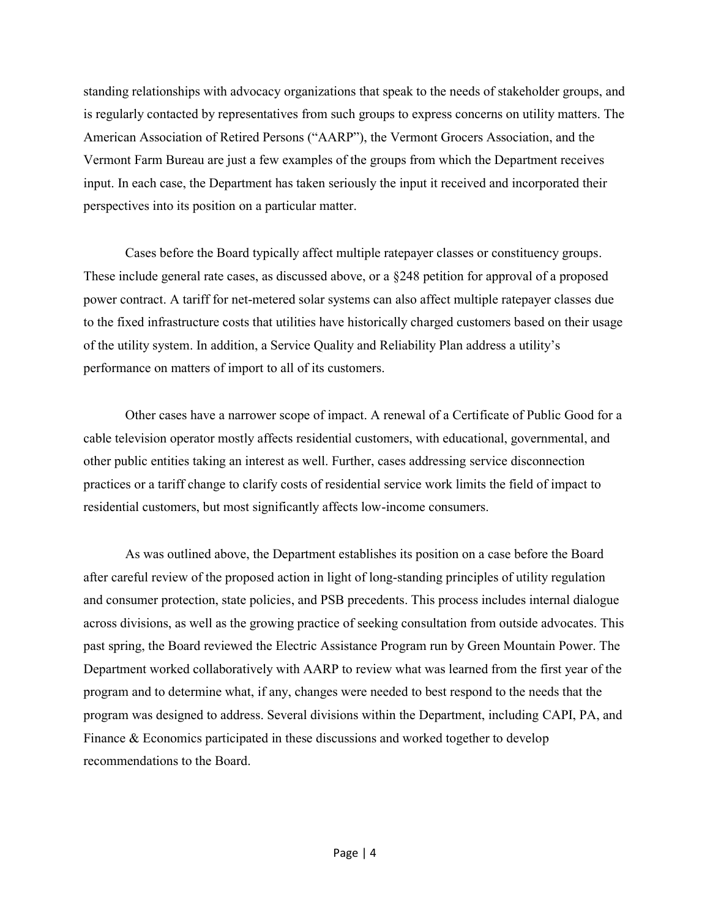standing relationships with advocacy organizations that speak to the needs of stakeholder groups, and is regularly contacted by representatives from such groups to express concerns on utility matters. The American Association of Retired Persons ("AARP"), the Vermont Grocers Association, and the Vermont Farm Bureau are just a few examples of the groups from which the Department receives input. In each case, the Department has taken seriously the input it received and incorporated their perspectives into its position on a particular matter.

Cases before the Board typically affect multiple ratepayer classes or constituency groups. These include general rate cases, as discussed above, or a §248 petition for approval of a proposed power contract. A tariff for net-metered solar systems can also affect multiple ratepayer classes due to the fixed infrastructure costs that utilities have historically charged customers based on their usage of the utility system. In addition, a Service Quality and Reliability Plan address a utility's performance on matters of import to all of its customers.

Other cases have a narrower scope of impact. A renewal of a Certificate of Public Good for a cable television operator mostly affects residential customers, with educational, governmental, and other public entities taking an interest as well. Further, cases addressing service disconnection practices or a tariff change to clarify costs of residential service work limits the field of impact to residential customers, but most significantly affects low-income consumers.

As was outlined above, the Department establishes its position on a case before the Board after careful review of the proposed action in light of long-standing principles of utility regulation and consumer protection, state policies, and PSB precedents. This process includes internal dialogue across divisions, as well as the growing practice of seeking consultation from outside advocates. This past spring, the Board reviewed the Electric Assistance Program run by Green Mountain Power. The Department worked collaboratively with AARP to review what was learned from the first year of the program and to determine what, if any, changes were needed to best respond to the needs that the program was designed to address. Several divisions within the Department, including CAPI, PA, and Finance & Economics participated in these discussions and worked together to develop recommendations to the Board.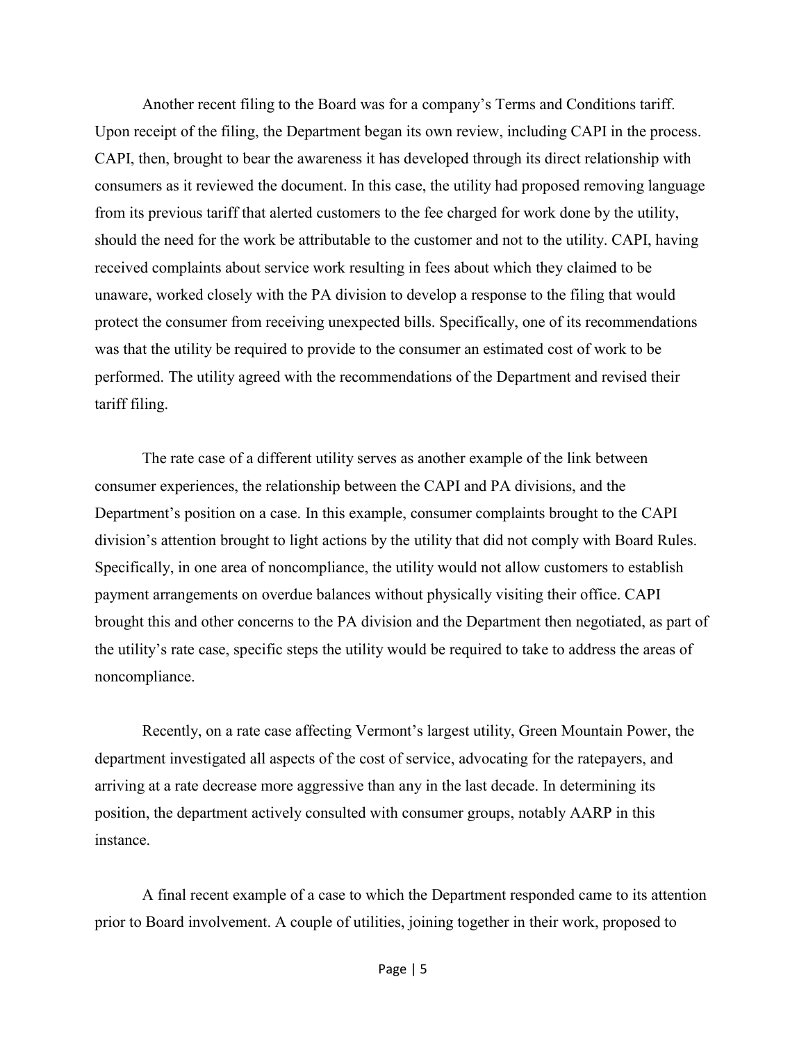Another recent filing to the Board was for a company's Terms and Conditions tariff. Upon receipt of the filing, the Department began its own review, including CAPI in the process. CAPI, then, brought to bear the awareness it has developed through its direct relationship with consumers as it reviewed the document. In this case, the utility had proposed removing language from its previous tariff that alerted customers to the fee charged for work done by the utility, should the need for the work be attributable to the customer and not to the utility. CAPI, having received complaints about service work resulting in fees about which they claimed to be unaware, worked closely with the PA division to develop a response to the filing that would protect the consumer from receiving unexpected bills. Specifically, one of its recommendations was that the utility be required to provide to the consumer an estimated cost of work to be performed. The utility agreed with the recommendations of the Department and revised their tariff filing.

The rate case of a different utility serves as another example of the link between consumer experiences, the relationship between the CAPI and PA divisions, and the Department's position on a case. In this example, consumer complaints brought to the CAPI division's attention brought to light actions by the utility that did not comply with Board Rules. Specifically, in one area of noncompliance, the utility would not allow customers to establish payment arrangements on overdue balances without physically visiting their office. CAPI brought this and other concerns to the PA division and the Department then negotiated, as part of the utility's rate case, specific steps the utility would be required to take to address the areas of noncompliance.

Recently, on a rate case affecting Vermont's largest utility, Green Mountain Power, the department investigated all aspects of the cost of service, advocating for the ratepayers, and arriving at a rate decrease more aggressive than any in the last decade. In determining its position, the department actively consulted with consumer groups, notably AARP in this instance.

A final recent example of a case to which the Department responded came to its attention prior to Board involvement. A couple of utilities, joining together in their work, proposed to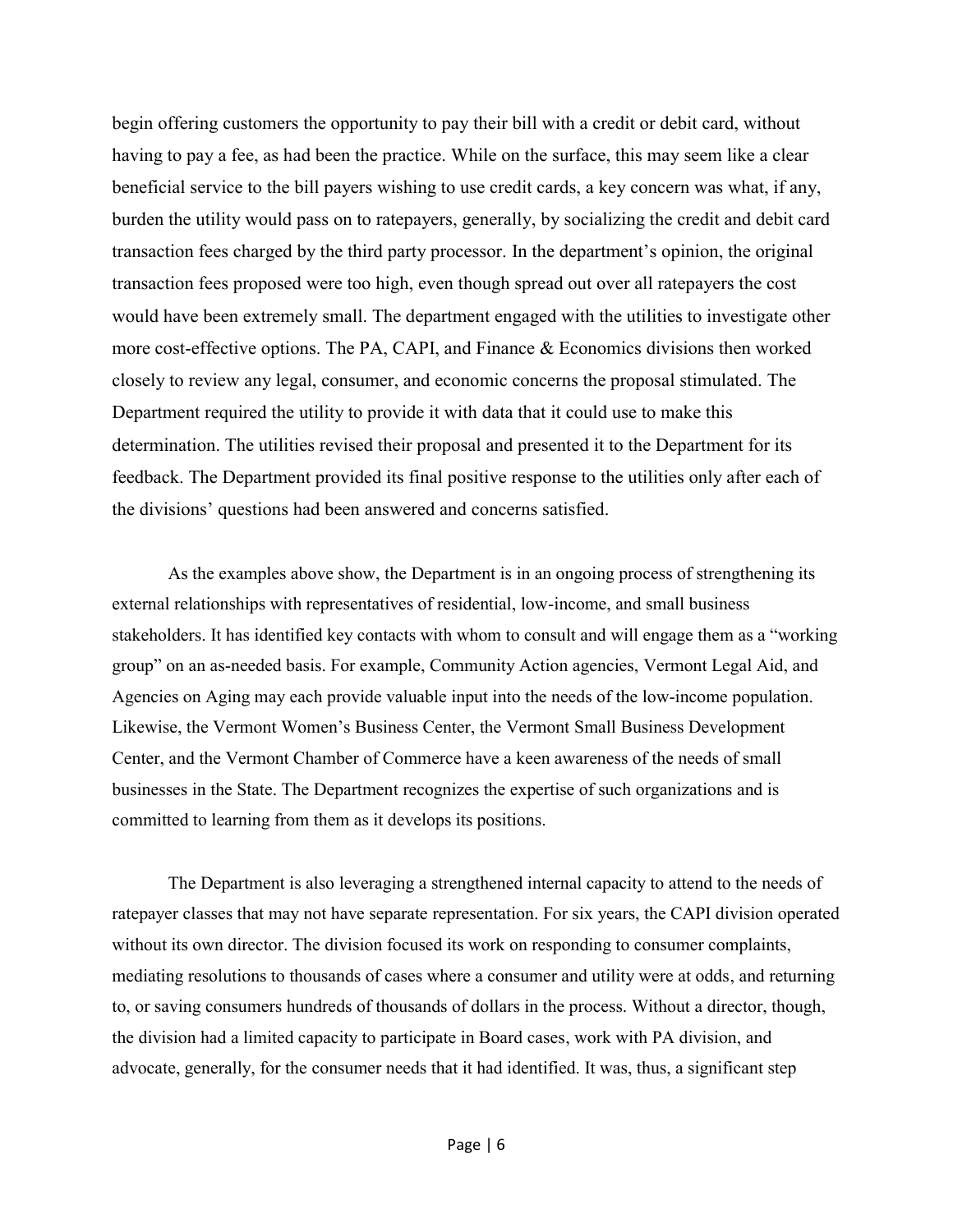begin offering customers the opportunity to pay their bill with a credit or debit card, without having to pay a fee, as had been the practice. While on the surface, this may seem like a clear beneficial service to the bill payers wishing to use credit cards, a key concern was what, if any, burden the utility would pass on to ratepayers, generally, by socializing the credit and debit card transaction fees charged by the third party processor. In the department's opinion, the original transaction fees proposed were too high, even though spread out over all ratepayers the cost would have been extremely small. The department engaged with the utilities to investigate other more cost-effective options. The PA, CAPI, and Finance & Economics divisions then worked closely to review any legal, consumer, and economic concerns the proposal stimulated. The Department required the utility to provide it with data that it could use to make this determination. The utilities revised their proposal and presented it to the Department for its feedback. The Department provided its final positive response to the utilities only after each of the divisions' questions had been answered and concerns satisfied.

As the examples above show, the Department is in an ongoing process of strengthening its external relationships with representatives of residential, low-income, and small business stakeholders. It has identified key contacts with whom to consult and will engage them as a "working group" on an as-needed basis. For example, Community Action agencies, Vermont Legal Aid, and Agencies on Aging may each provide valuable input into the needs of the low-income population. Likewise, the Vermont Women's Business Center, the Vermont Small Business Development Center, and the Vermont Chamber of Commerce have a keen awareness of the needs of small businesses in the State. The Department recognizes the expertise of such organizations and is committed to learning from them as it develops its positions.

The Department is also leveraging a strengthened internal capacity to attend to the needs of ratepayer classes that may not have separate representation. For six years, the CAPI division operated without its own director. The division focused its work on responding to consumer complaints, mediating resolutions to thousands of cases where a consumer and utility were at odds, and returning to, or saving consumers hundreds of thousands of dollars in the process. Without a director, though, the division had a limited capacity to participate in Board cases, work with PA division, and advocate, generally, for the consumer needs that it had identified. It was, thus, a significant step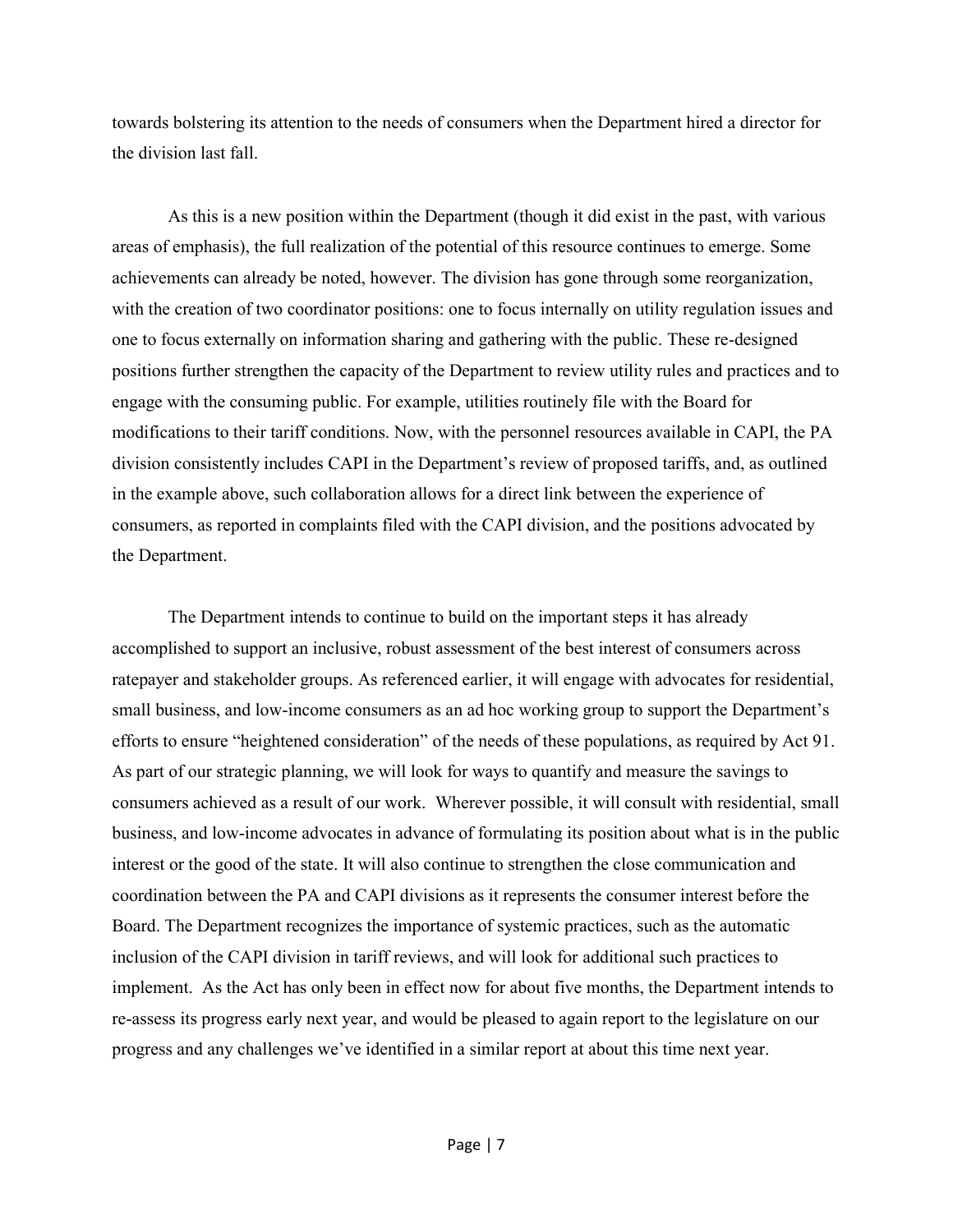towards bolstering its attention to the needs of consumers when the Department hired a director for the division last fall.

As this is a new position within the Department (though it did exist in the past, with various areas of emphasis), the full realization of the potential of this resource continues to emerge. Some achievements can already be noted, however. The division has gone through some reorganization, with the creation of two coordinator positions: one to focus internally on utility regulation issues and one to focus externally on information sharing and gathering with the public. These re-designed positions further strengthen the capacity of the Department to review utility rules and practices and to engage with the consuming public. For example, utilities routinely file with the Board for modifications to their tariff conditions. Now, with the personnel resources available in CAPI, the PA division consistently includes CAPI in the Department's review of proposed tariffs, and, as outlined in the example above, such collaboration allows for a direct link between the experience of consumers, as reported in complaints filed with the CAPI division, and the positions advocated by the Department.

The Department intends to continue to build on the important steps it has already accomplished to support an inclusive, robust assessment of the best interest of consumers across ratepayer and stakeholder groups. As referenced earlier, it will engage with advocates for residential, small business, and low-income consumers as an ad hoc working group to support the Department's efforts to ensure "heightened consideration" of the needs of these populations, as required by Act 91. As part of our strategic planning, we will look for ways to quantify and measure the savings to consumers achieved as a result of our work. Wherever possible, it will consult with residential, small business, and low-income advocates in advance of formulating its position about what is in the public interest or the good of the state. It will also continue to strengthen the close communication and coordination between the PA and CAPI divisions as it represents the consumer interest before the Board. The Department recognizes the importance of systemic practices, such as the automatic inclusion of the CAPI division in tariff reviews, and will look for additional such practices to implement. As the Act has only been in effect now for about five months, the Department intends to re-assess its progress early next year, and would be pleased to again report to the legislature on our progress and any challenges we've identified in a similar report at about this time next year.